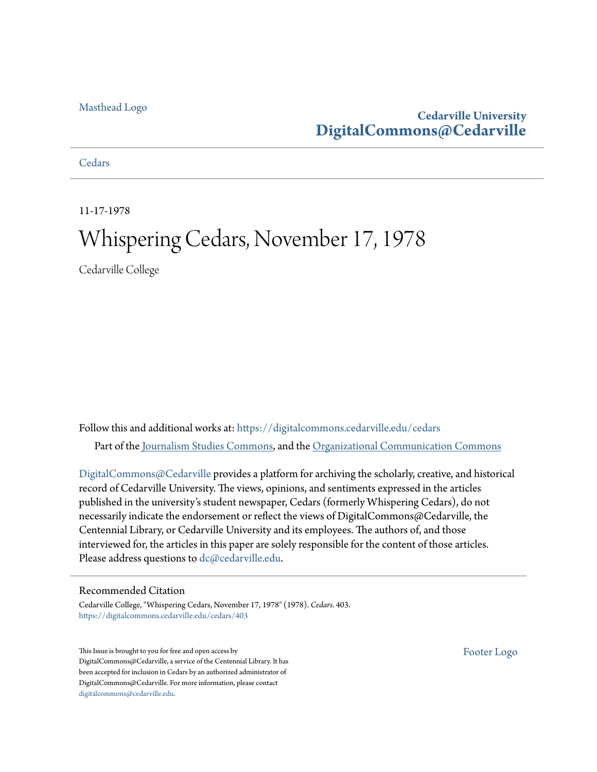Masthead Logo

**Cedarville University**
**DigitalCommons@Cedarville**

Cedars

11-17-1978

# Whispering Cedars, November 17, 1978

Cedarville College

Follow this and additional works at: https://digitalcommons.cedarville.edu/cedars

Part of the Journalism Studies Commons, and the Organizational Communication Commons

DigitalCommons@Cedarville provides a platform for archiving the scholarly, creative, and historical record of Cedarville University. The views, opinions, and sentiments expressed in the articles published in the university's student newspaper, Cedars (formerly Whispering Cedars), do not necessarily indicate the endorsement or reflect the views of DigitalCommons@Cedarville, the Centennial Library, or Cedarville University and its employees. The authors of, and those interviewed for, the articles in this paper are solely responsible for the content of those articles. Please address questions to dc@cedarville.edu.

## Recommended Citation

Cedarville College, "Whispering Cedars, November 17, 1978" (1978). *Cedars*. 403.
https://digitalcommons.cedarville.edu/cedars/403

This Issue is brought to you for free and open access by DigitalCommons@Cedarville, a service of the Centennial Library. It has been accepted for inclusion in Cedars by an authorized administrator of DigitalCommons@Cedarville. For more information, please contact digitalcommons@cedarville.edu.

Footer Logo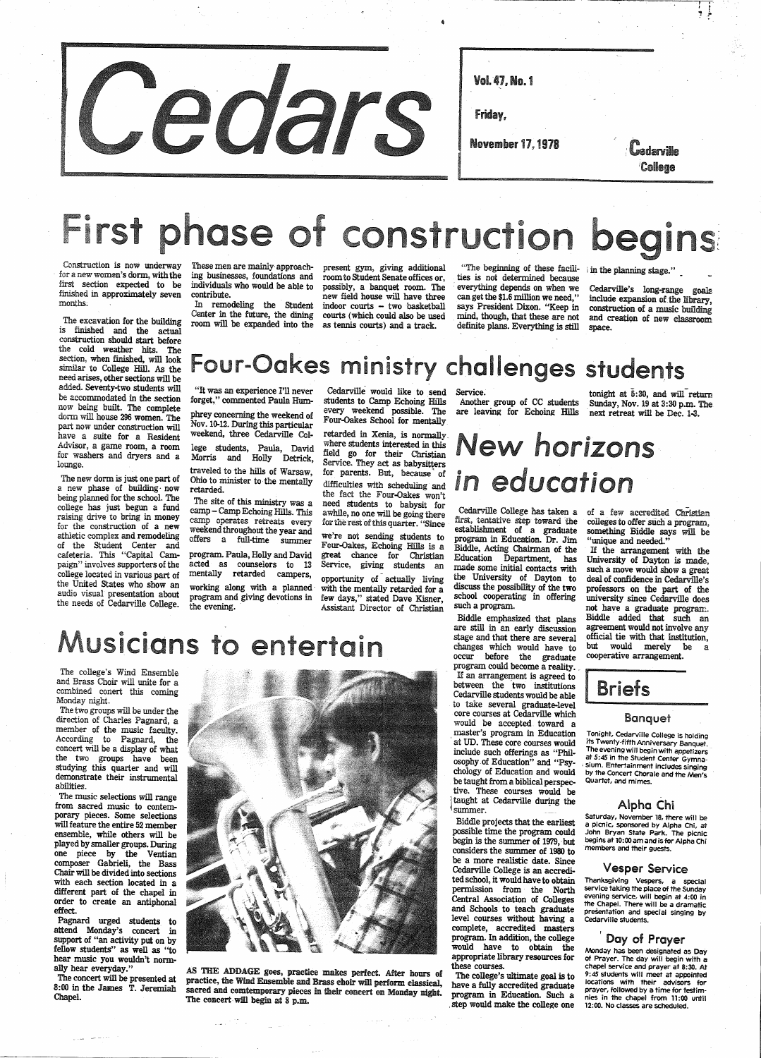# Cedars

Vol. 47, No. 1

Friday,

November 17, 1978

Cedarville College

# First phase of construction begins

Construction is now underway for a new women's dorm, with the first section expected to be finished in approximately seven months.

The excavation for the building is finished and the actual construction should start before the cold weather hits. The section, when finished, will look similar to College Hill. As the need arises, other sections will be added. Seventy-two students will be accommodated in the section now being built. The complete dorm will house 296 women. The part now under construction will have a suite for a Resident Advisor, a game room, a room for washers and dryers and a lounge.

The new dorm is just one part of a new phase of building now being planned for the school. The college has just begun a fund raising drive to bring in money for the construction of a new athletic complex and remodeling of the Student Center and cafeteria. This "Capital Campaign" involves supporters of the college located in various part of the United States who show an audio visual presentation about the needs of Cedarville College. These men are mainly approaching businesses, foundations and individuals who would be able to contribute.

In remodeling the Student Center in the future, the dining room will be expanded into the present gym, giving additional room to Student Senate offices or, possibly, a banquet room. The new field house will have three indoor courts – two basketball courts (which could also be used as tennis courts) and a track.

"The beginning of these facilities is not determined because everything depends on when we can get the $1.6 million we need," says President Dixon. "Keep in mind, though, that these are not definite plans. Everything is still in the planning stage."

Cedarville's long-range goals include expansion of the library, construction of a music building and creation of new classroom space.

# Four-Oakes ministry challenges students

"It was an experience I'll never forget," commented Paula Humphrey concerning the weekend of Nov. 10-12. During this particular weekend, three Cedarville College students, Paula, David Morris and Holly Detrick, traveled to the hills of Warsaw, Ohio to minister to the mentally retarded.

The site of this ministry was a camp – Camp Echoing Hills. This camp operates retreats every weekend throughout the year and offers a full-time summer program. Paula, Holly and David acted as counselors to 13 mentally retarded campers, working along with a planned program and giving devotions in the evening.

Cedarville would like to send students to Camp Echoing Hills every weekend possible. The Four-Oakes School for mentally retarded in Xenia, is normally where students interested in this field go for their Christian Service. They act as babysitters for parents. But, because of difficulties with scheduling and the fact the Four-Oakes won't need students to babysit for awhile, no one will be going there for the rest of this quarter. "Since we're not sending students to Four-Oakes, Echoing Hills is a great chance for Christian Service, giving students an opportunity of actually living with the mentally retarded for a few days," stated Dave Kisner, Assistant Director of Christian Service.

Another group of CC students are leaving for Echoing Hills tonight at 5:30, and will return Sunday, Nov. 19 at 3:30 p.m. The next retreat will be Dec. 1-3.

# New horizons in education

Cedarville College has taken a first, tentative step toward the establishment of a graduate program in Education. Dr. Jim Biddle, Acting Chairman of the Education Department, has made some initial contacts with the University of Dayton to discuss the possibility of the two school cooperating in offering such a program.

Biddle emphasized that plans are still in an early discussion stage and that there are several changes which would have to occur before the graduate program could become a reality.

If an arrangement is agreed to between the two institutions Cedarville students would be able to take several graduate-level core courses at Cedarville which would be accepted toward a master's program in Education at UD. These core courses would include such offerings as "Philosophy of Education" and "Psychology of Education and would be taught from a biblical perspective. These courses would be taught at Cedarville during the summer.

Biddle projects that the earliest possible time the program could begin is the summer of 1979, but considers the summer of 1980 to be a more realistic date. Since Cedarville College is an accredited school, it would have to obtain permission from the North Central Association of Colleges and Schools to teach graduate level courses without having a complete, accredited masters program. In addition, the college would have to obtain the appropriate library resources for these courses.

The college's ultimate goal is to have a fully accredited graduate program in Education. Such a step would make the college one of a few accredited Christian colleges to offer such a program, something Biddle says will be "unique and needed."

If the arrangement with the University of Dayton is made, such a move would show a great deal of confidence in Cedarville's professors on the part of the university since Cedarville does not have a graduate program. Biddle added that such an agreement would not involve any official tie with that institution, but would merely be a cooperative arrangement.

# Musicians to entertain

The college's Wind Ensemble and Brass Choir will unite for a combined conert this coming Monday night.

The two groups will be under the direction of Charles Pagnard, a member of the music faculty. According to Pagnard, the concert will be a display of what the two groups have been studying this quarter and will demonstrate their instrumental abilities.

The music selections will range from sacred music to contemporary pieces. Some selections will feature the entire 52 member ensemble, while others will be played by smaller groups. During one piece by the Ventian composer Gabrieli, the Bass Chair will be divided into sections with each section located in a different part of the chapel in order to create an antiphonal effect.

Pagnard urged students to attend Monday's concert in support of "an activity put on by fellow students" as well as "to hear music you wouldn't normally hear everyday."

The concert will be presented at 8:00 in the James T. Jeremiah Chapel.

AS THE ADDAGE goes, practice makes perfect. After hours of practice, the Wind Ensemble and Brass choir will perform classical, sacred and contemporary pieces in their concert on Monday night. The concert will begin at 8 p.m.

# Briefs

## Banquet

Tonight, Cedarville College is holding its Twenty-fifth Anniversary Banquet. The evening will begin with appetizers at 5:45 in the Student Center Gymnasium. Entertainment includes singing by the Concert Chorale and the Men's Quartet, and mimes.

## Alpha Chi

Saturday, November 18, there will be a picnic, sponsored by Alpha Chi, at John Bryan State Park. The picnic begins at 10:00 am and is for Alpha Chi members and their guests.

## Vesper Service

Thanksgiving Vespers, a special service taking the place of the Sunday evening service, will begin at 4:00 in the Chapel. There will be a dramatic presentation and special singing by Cedarville students.

## Day of Prayer

Monday has been designated as Day of Prayer. The day will begin with a chapel service and prayer at 8:30. At 9:45 students will meet at appointed locations with their advisors for prayer, followed by a time for testimonies in the chapel from 11:00 until 12:00. No classes are scheduled.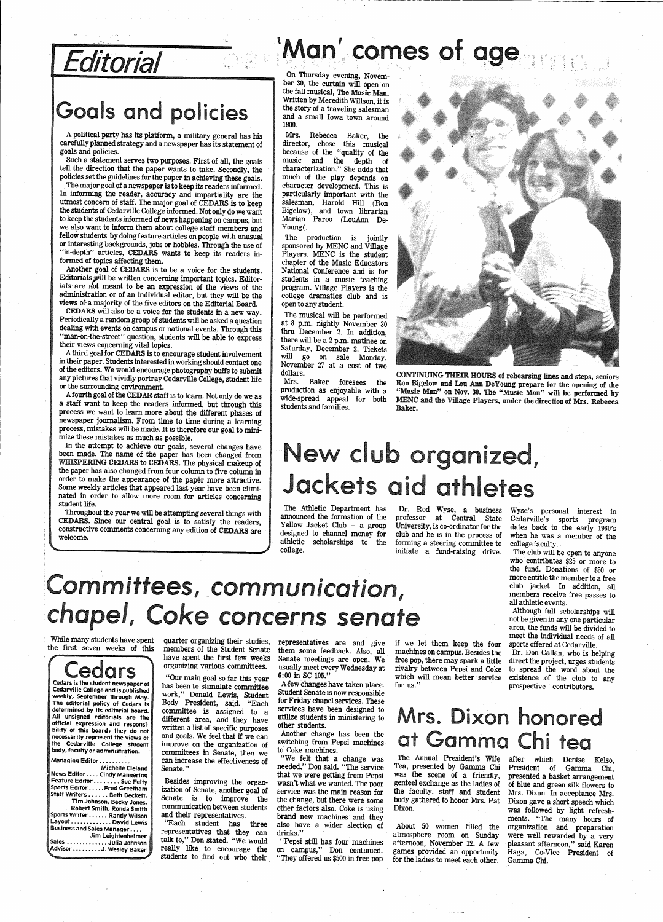# Editorial

## Goals and policies

A political party has its platform, a military general has his carefully planned strategy and a newspaper has its statement of goals and policies.

Such a statement serves two purposes. First of all, the goals tell the direction that the paper wants to take. Secondly, the policies set the guidelines for the paper in achieving these goals.

The major goal of a newspaper is to keep its readers informed. In informing the reader, accuracy and impartiality are the utmost concern of staff. The major goal of CEDARS is to keep the students of Cedarville College informed. Not only do we want to keep the students informed of news happening on campus, but we also want to inform them about college staff members and fellow students by doing feature articles on people with unusual or interesting backgrounds, jobs or hobbies. Through the use of "in-depth" articles, CEDARS wants to keep its readers informed of topics affecting them.

Another goal of CEDARS is to be a voice for the students. Editorials will be written concerning important topics. Editorials are not meant to be an expression of the views of the administration or of an individual editor, but they will be the views of a majority of the five editors on the Editorial Board.

CEDARS will also be a voice for the students in a new way. Periodically a random group of students will be asked a question dealing with events on campus or national events. Through this "man-on-the-street" question, students will be able to express their views concerning vital topics.

A third goal for CEDARS is to encourage student involvement in their paper. Students interested in working should contact one of the editors. We would encourage photography buffs to submit any pictures that vividly portray Cedarville College, student life or the surrounding environment.

A fourth goal of the CEDAR staff is to learn. Not only do we as a staff want to keep the readers informed, but through this process we want to learn more about the different phases of newspaper journalism. From time to time during a learning process, mistakes will be made. It is therefore our goal to minimize these mistakes as much as possible.

In the attempt to achieve our goals, several changes have been made. The name of the paper has been changed from WHISPERING CEDARS to CEDARS. The physical makeup of the paper has also changed from four column to five column in order to make the appearance of the paper more attractive. Some weekly articles that appeared last year have been eliminated in order to allow more room for articles concerning student life.

Throughout the year we will be attempting several things with CEDARS. Since our central goal is to satisfy the readers, constructive comments concerning any edition of CEDARS are welcome.

# 'Man' comes of age

On Thursday evening, November 30, the curtain will open on the fall musical, **The Music Man.** Written by Meredith Willson, it is the story of a traveling salesman and a small Iowa town around 1900.

Mrs. Rebecca Baker, the director, chose this musical because of the "quality of the music and the depth of characterization." She adds that much of the play depends on character development. This is particularly important with the salesman, Harold Hill (Ron Bigelow), and town librarian Marian Paroo (LouAnn DeYoung(.

The production is jointly sponsored by MENC and Village Players. MENC is the student chapter of the Music Educators National Conference and is for students in a music teaching program. Village Players is the college dramatics club and is open to any student.

The musical will be performed at 8 p.m. nightly November 30 thru December 2. In addition, there will be a 2 p.m. matinee on Saturday, December 2. Tickets will go on sale Monday, November 27 at a cost of two dollars.

Mrs. Baker foresees the production as enjoyable with a wide-spread appeal for both students and families.

CONTINUING THEIR HOURS of rehearsing lines and steps, seniors Ron Bigelow and Lou Ann DeYoung prepare for the opening of the "Music Man" on Nov. 30. The "Music Man" will be performed by MENC and the Village Players, under the direction of Mrs. Rebecca Baker.

# New club organized, Jackets aid athletes

The Athletic Department has announced the formation of the Yellow Jacket Club – a group designed to channel money for athletic scholarships to the college.

Dr. Rod Wyse, a business professor at Central State University, is co-ordinator for the club and he is in the process of forming a steering committee to initiate a fund-raising drive.

Wyse's personal interest in Cedarville's sports program dates back to the early 1960's when he was a member of the college faculty.

The club will be open to anyone who contributes $25 or more to the fund. Donations of $50 or more entitle the member to a free club jacket. In addition, all members receive free passes to all athletic events.

Although full scholarships will not be given in any one particular area, the funds will be divided to meet the individual needs of all sports offered at Cedarville.

Dr. Don Callan, who is helping direct the project, urges students to spread the word about the existence of the club to any prospective contributors.

# Committees, communication, chapel, Coke concerns senate

While many students have spent the first seven weeks of this quarter organizing their studies, members of the Student Senate have spent the first few weeks organizing various committees.

"Our main goal so far this year has been to stimulate committee work," Donald Lewis, Student Body President, said. "Each committee is assigned to a different area, and they have written a list of specific purposes and goals. We feel that if we can improve on the organization of committees in Senate, then we can increase the effectiveness of Senate."

Besides improving the organization of Senate, another goal of Senate is to improve the communication between students and their representatives.

"Each student has three representatives that they can talk to," Don stated. "We would really like to encourage the students to find out who their representatives are and give them some feedback. Also, all Senate meetings are open. We usually meet every Wednesday at 6:00 in SC 105."

A few changes have taken place. Student Senate is now responsible for Friday chapel services. These services have been designed to utilize students in ministering to other students.

Another change has been the switching from Pepsi machines to Coke machines.

"We felt that a change was needed," Don said. "The service that we were getting from Pepsi wasn't what we wanted. The poor service was the main reason for the change, but there were some other factors also. Coke is using brand new machines and they also have a wider selection of drinks."

"Pepsi still has four machines on campus," Don continued. "They offered us $500 in free pop if we let them keep the four machines on campus. Besides the free pop, there may spark a little rivalry between Pepsi and Coke which will mean better service for us."

## Cedars

Cedars is the student newspaper of Cedarville College and is published weekly, September through May. The editorial policy of Cedars is determined by its editorial board. All unsigned editorials are the official expression and responsibility of this board; they do not necessarily represent the views of the Cedarville College student body, faculty or administration.

Managing Editor.......... Michelle Cleland
News Editor.... Cindy Mannering
Feature Editor........ Sue Felty
Sports Editor..... Fred Greetham
Staff Writers...... Beth Beckett, Tim Johnson, Becky Jones, Robert Smith, Ronda Smith
Sports Writer...... Randy Wilson
Layout............ David Lewis
Business and Sales Manager.... Jim Leightenheimer
Sales............ Julia Johnson
Advisor.......... J. Wesley Baker

# Mrs. Dixon honored at Gamma Chi tea

The Annual President's Wife Tea, presented by Gamma Chi was the scene of a friendly, genteel exchange as the ladies of the faculty, staff and student body gathered to honor Mrs. Pat Dixon.

About 50 women filled the atmosphere room on Sunday afternoon, November 12. A few games provided an opportunity for the ladies to meet each other, after which Denise Kelso, President of Gamma Chi, presented a basket arrangement of blue and green silk flowers to Mrs. Dixon. In acceptance Mrs. Dixon gave a short speech which was followed by light refreshments. "The many hours of organization and preparation were well rewarded by a very pleasant afternoon," said Karen Haga, Co-Vice President of Gamma Chi.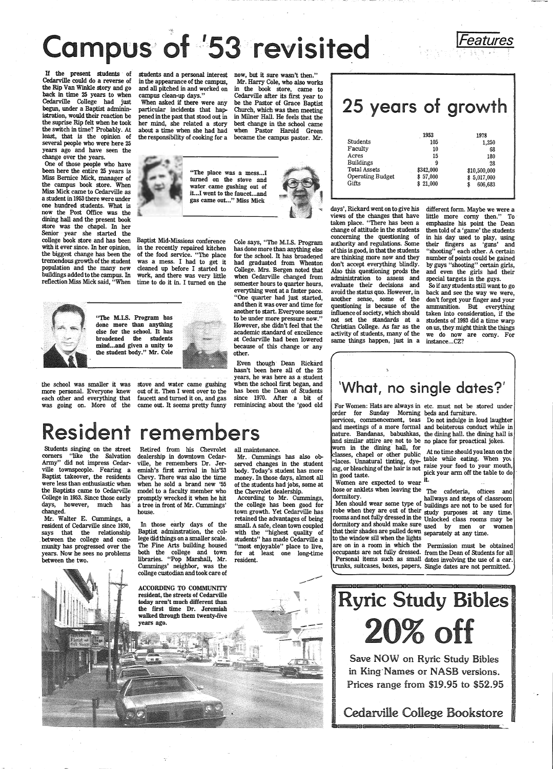# Campus of '53 revisited

Features

If the present students of Cedarville could do a reverse of the Rip Van Winkle story and go back in time 25 years to when Cedarville College had just begun, under a Baptist admininistration, would their reaction be the suprise Rip felt when he took the switch in time? Probably. At least, that is the opinion of several people who were here 25 years ago and have seen the change over the years.

One of those people who have been here the entire 25 years is Miss Bernice Mick, manager of the campus book store. When Miss Mick came to Cedarville as a student in 1953 there were under one hundred students. What is now the Post Office was the dining hall and the present book store was the chapel. In her Senior year she started the college book store and has been with it ever since. In her opinion, the biggest change has been the tremendous growth of the student population and the many new buildings added to the campus. In reflection Miss Mick said, "When the school was smaller it was more personal. Everyone knew each other and everything that was going on. More of the students and a personal interest in the appearance of the campus, and all pitched in and worked on campus clean-up days."

When asked if there were any particular incidents that happened in the past that stood out in her mind, she related a story about a time when she had had the responsibility of cooking for a Baptist Mid-Missions conference in the recently repaired kitchen of the food service. "The place was a mess. I had to get it cleaned up before I started to work, and there was very little time to do it in. I turned on the stove and water came gushing out of it. Then I went over to the faucett and turned it on, and gas came out. It seems pretty funny now, but it sure wasn't then."

> "The place was a mess...I turned on the stove and water came gushing out of it...I went to the faucet...and gas came out..." Miss Mick

Mr. Harry Cole, who also works in the book store, came to Cedarville after its first year to be the Pastor of Grace Baptist Church, which was then meeting in Milner Hall. He feels that the best change in the school came when Pastor Harold Green became the campus pastor. Mr. Cole says, "The M.I.S. Program has done more than anything else for the school. It has broadened the students mind...and given a unity to the student body."

> "The M.I.S. Program has done more than anything else for the school. It has broadened the students mind...and given a unity to the student body." Mr. Cole

Mrs. Bergen who had graduated from Wheaton College. Mrs. Bergen noted that when Cedarville changed from semester hours to quarter hours, everything went at a faster pace. "One quarter had just started, and then it was over and time for another to start. Everyone seems to be under more pressure now." However, she didn't feel that the academic standard of excellence at Cedarville had been lowered because of this change or any other.

Even though Dean Rickard hasn't been here all of the 25 years, he was here as a student when the school first began, and has been the Dean of Students since 1970. After a bit of reminiscing about the 'good old days', Rickard went on to give his views of the changes that have taken place. "There has been a change of attitude in the students concerning the questioning of authority and regulations. Some of this is good, in that the students are thinking more now and they don't accept everything blindly. Also this questioning prods the administration to assess and evaluate their decisions and avoid the status quo. However, in another sense, some of the questioning is because of the influence of society, which should not set the standards at a Christian College. As far as the activity of students, many of the same things happen, just in a different form. Maybe we were a little more corny then." To emphasize his point the Dean then told of a 'game' the students in his day used to play, using their fingers as 'guns' and "shooting" each other. A certain number of points could be gained by guys "shooting" certain girls, and even the girls had their special targets in the guys.

So if any students still want to go back and see the way we were, don't forget your finger and your ammunition. But everything taken into consideration, if the students of 1993 did a time warp on us, they might think the things we do now are corny. For instance...CZ?

## 25 years of growth

| | 1953 | 1978 |
|---|---|---|
| Students | 105 | 1,250 |
| Faculty | 10 | 68 |
| Acres | 15 | 180 |
| Buildings | 9 | 28 |
| Total Assets | $342,000 | $10,500,000 |
| Operating Budget | $ 57,000 | $ 5,017,000 |
| Gifts | $ 21,000 | $ 606,683 |

# Resident remembers

Students singing on the street corners "like the Salvation Army" did not impress Cedarville townspeople. Fearing a Baptist takeover, the residents were less than enthusiastic when the Baptists came to Cedarville College in 1953. Since those early days, however, much has changed.

Mr. Walter E. Cummings, a resident of Cedarville since 1930, says that the relationship between the college and community has progressed over the years. Now he sees no problems between the two.

Retired from his Chevrolet dealership in downtown Cedarville, he remembers Dr. Jeremiah's first arrival in his'53 Chevy. There was also the time when he sold a brand new '55 model to a faculty member who promptly wrecked it when he hit a tree in front of Mr. Cummings' house.

In those early days of the Baptist adminstration, the college did things on a smaller scale. The Fine Arts building housed both the college and town libraries. "Pop Marshall, Mr. Cummings' neighbor, was the college custodian and took care of all maintenance.

Mr. Cummings has also observed changes in the student body. Today's student has more money. In those days, almost all of the students had jobs, some at the Chevrolet dealership.

According to Mr. Cummings, the college has been good for town growth. Yet Cedarville has retained the advantages of being small. A safe, clean town coupled with the "highest quality of students" has made Cedarville a "most enjoyable" place to live, for at least one long-time resident.

ACCORDING TO COMMUNITY resident, the streets of Cedarville today aren't much different than the first time Dr. Jeremiah walked through them twenty-five years ago.

## 'What, no single dates?'

For Women: Hats are always in order for Sunday Morning services, commencement, teas and meetings of a more formal nature. Bandanas, babushkas, and similar attire are not to be worn in the dining hall, for classes, chapel or other public places. Unnatural tinting, dyeing, or bleaching of the hair is not in good taste.

Women are expected to wear hose or anklets when leaving the dormitory.

Men should wear some type of robe when they are out of their rooms and not fully dressed in the dormitory and should make sure that their shades are pulled down to the window sill when the lights are on in a room in which the occupants are not fully dressed.

Personal items such as small trunks, suitcases, boxes, papers, etc. must not be stored under beds and furniture.

Do not indulge in loud laughter and boisterous conduct while in the dining hall. the dining hall is no place for proactical jokes.

At no time should you lean on the table while eating. When you raise your food to your mouth, pick your arm off the table to do it.

The cafeteria, offices and hallways and steps of classroom buildings are not to be used for study purposes at any time. Unlocked class rooms may be used by men or women separately at any time.

Permission must be obtained from the Dean of Students for all dates involving the use of a car. Single dates are not permitted.

# Ryric Study Bibles

## 20% off

Save NOW on Ryric Study Bibles in King Names or NASB versions. Prices range from $19.95 to $52.95

Cedarville College Bookstore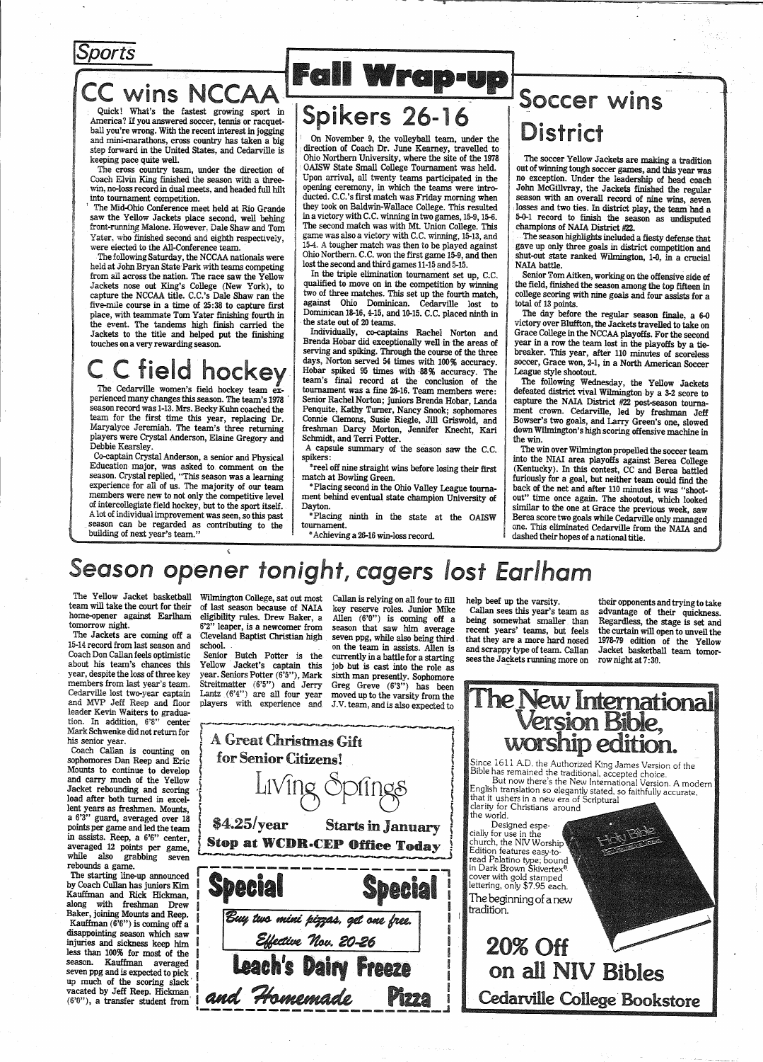# Sports

## Fall Wrap-up

## CC wins NCCAA

Quick! What's the fastest growing sport in America? If you answered soccer, tennis or racquetball you're wrong. With the recent interest in jogging and mini-marathons, cross country has taken a big step forward in the United States, and Cedarville is keeping pace quite well.

The cross country team, under the direction of Coach Elvin King finished the season with a three-win, no-loss record in dual meets, and headed full hilt into tournament competition.

The Mid-Ohio Conference meet held at Rio Grande saw the Yellow Jackets place second, well behing front-running Malone. However, Dale Shaw and Tom Yater, who finished second and eighth respectively, were elected to the All-Conference team.

The following Saturday, the NCCAA nationals were held at John Bryan State Park with teams competing from all across the nation. The race saw the Yellow Jackets nose out King's College (New York), to capture the NCCAA title. C.C.'s Dale Shaw ran the five-mile course in a time of 25:38 to capture first place, with teammate Tom Yater finishing fourth in the event. The tandems high finish carried the Jackets to the title and helped put the finishing touches on a very rewarding season.

## C C field hockey

The Cedarville women's field hockey team experienced many changes this season. The team's 1978 season record was 1-13. Mrs. Becky Kuhn coached the team for the first time this year, replacing Dr. Maryalyce Jeremiah. The team's three returning players were Crystal Anderson, Elaine Gregory and Debbie Kearsley.

Co-captain Crystal Anderson, a senior and Physical Education major, was asked to comment on the season. Crystal replied, "This season was a learning experience for all of us. The majority of our team members were new to not only the competitive level of intercollegiate field hockey, but to the sport itself. A lot of individual improvement was seen, so this past season can be regarded as contributing to the building of next year's team."

## Spikers 26-16

On November 9, the volleyball team, under the direction of Coach Dr. June Kearney, travelled to Ohio Northern University, where the site of the 1978 OAISW State Small College Tournament was held. Upon arrival, all twenty teams participated in the opening ceremony, in which the teams were introducted. C.C.'s first match was Friday morning when they took on Baldwin-Wallace College. This resulted in a victory with C.C. winning in two games, 15-9, 15-6. The second match was with Mt. Union College. This game was also a victory with C.C. winning, 15-13, and 15-4. A tougher match was then to be played against Ohio Northern. C.C. won the first game 15-9, and then lost the second and third games 11-15 and 5-15.

In the triple elimination tournament set up, C.C. qualified to move on in the competition by winning two of three matches. This set up the fourth match, against Ohio Dominican. Cedarville lost to Dominican 18-16, 4-15, and 10-15. C.C. placed ninth in the state out of 20 teams.

Individually, co-captains Rachel Norton and Brenda Hobar did exceptionally well in the areas of serving and spiking. Through the course of the three days, Norton served 54 times with 100% accuracy. Hobar spiked 95 times with 88% accuracy. The team's final record at the conclusion of the tournament was a fine 26-16. Team members were: Senior Rachel Norton; juniors Brenda Hobar, Landa Penquite, Kathy Turner, Nancy Snook; sophomores Connie Clemons, Susie Riegle, Jill Griswold, and freshman Darcy Morton, Jennifer Knecht, Kari Schmidt, and Terri Potter.

A capsule summary of the season saw the C.C. spikers:

*reel off nine straight wins before losing their first match at Bowling Green.

*Placing second in the Ohio Valley League tournament behind eventual state champion University of Dayton.

*Placing ninth in the state at the OAISW tournament.

*Achieving a 26-16 win-loss record.

## Soccer wins District

The soccer Yellow Jackets are making a tradition out of winning tough soccer games, and this year was no exception. Under the leadership of head coach John McGillvray, the Jackets finished the regular season with an overall record of nine wins, seven losses and two ties. In district play, the team had a 5-0-1 record to finish the season as undisputed champions of NAIA District #22.

The season highlights included a fiesty defense that gave up only three goals in district competition and shut-out state ranked Wilmington, 1-0, in a crucial NAIA battle.

Senior Tom Aitken, working on the offensive side of the field, finished the season among the top fifteen in college scoring with nine goals and four assists for a total of 13 points.

The day before the regular season finale, a 6-0 victory over Bluffton, the Jackets travelled to take on Grace College in the NCCAA playoffs. For the second year in a row the team lost in the playoffs by a tie-breaker. This year, after 110 minutes of scoreless soccer, Grace won, 2-1, in a North American Soccer League style shootout.

The following Wednesday, the Yellow Jackets defeated district vival Wilmington by a 3-2 score to capture the NAIA District #22 post-season tournament crown. Cedarville, led by freshman Jeff Bowser's two goals, and Larry Green's one, slowed down Wilmington's high scoring offensive machine in the win.

The win over Wilmington propelled the soccer team into the NIAI area playoffs against Berea College (Kentucky). In this contest, CC and Berea battled furiously for a goal, but neither team could find the back of the net and after 110 minutes it was "shoot-out" time once again. The shootout, which looked similar to the one at Grace the previous week, saw Berea score two goals while Cedarville only managed one. This eliminated Cedarville from the NAIA and dashed their hopes of a national title.

## Season opener tonight, cagers lost Earlham

The Yellow Jacket basketball team will take the court for their home-opener against Earlham tomorrow night.

The Jackets are coming off a 15-14 record from last season and Coach Don Callan feels optimistic about his team's chances this year, despite the loss of three key members from last year's team. Cedarville lost two-year captain and MVP Jeff Reep and floor leader Kevin Waiters to graduation. In addition, 6'8" center Mark Schwenke did not return for his senior year.

Coach Callan is counting on sophomores Dan Reep and Eric Mounts to continue to develop and carry much of the Yellow Jacket rebounding and scoring load after both turned in excellent years as freshmen. Mounts, a 6'3" guard, averaged over 18 points per game and led the team in assists. Reep, a 6'6" center, averaged 12 points per game, while also grabbing seven rebounds a game.

The starting line-up announced by Coach Cullan has juniors Kim Kauffman and Rick Hickman, along with freshman Drew Baker, joining Mounts and Reep. Kauffman (6'6") is coming off a disappointing season which saw injuries and sickness keep him less than 100% for most of the season. Kauffman averaged seven ppg and is expected to pick up much of the scoring slack vacated by Jeff Reep. Hickman (6'0"), a transfer student from Wilmington College, sat out most of last season because of NAIA eligibility rules. Drew Baker, a 6'2" leaper, is a newcomer from Cleveland Baptist Christian high school.

Senior Butch Potter is the Yellow Jacket's captain this year. Seniors Potter (6'5"), Mark Streitmatter (6'5") and Jerry Lantz (6'4") are all four year players with experience and Callan is relying on all four to fill key reserve roles. Junior Mike Allen (6'0") is coming off a season that saw him average seven ppg, while also being third on the team in assists. Allen is currently in a battle for a starting job but is cast into the role as sixth man presently. Sophomore Greg Greve (6'3") has been moved up to the varsity from the J.V. team, and is also expected to help beef up the varsity.

Callan sees this year's team as being somewhat smaller than recent years' teams, but feels that they are a more hard nosed and scrappy type of team. Callan sees the Jackets running more on their opponents and trying to take advantage of their quickness. Regardless, the stage is set and the curtain will open to unveil the 1978-79 edition of the Yellow Jacket basketball team tomorrow night at 7:30.

---

**A Great Christmas Gift for Senior Citizens!**

Living Springs

**$4.25/year** **Starts in January**

**Stop at WCDR-CEP Office Today**

---

**Special** **Special**

*Buy two mini pizzas, get one free.*

*Effective Nov. 20-26*

**Leach's Dairy Freeze** *and Homemade* **Pizza**

---

**The New International Version Bible, worship edition.**

Since 1611 A.D. the Authorized King James Version of the Bible has remained the traditional, accepted choice.

But now there's the New International Version. A modern English translation so elegantly stated, so faithfully accurate, that it ushers in a new era of Scriptural clarity for Christians around the world.

Designed especially for use in the church, the NIV Worship Edition features easy-to-read Palatino type; bound in Dark Brown Skivertex® cover with gold stamped lettering, only $7.95 each.

The beginning of a new tradition.

**20% Off on all NIV Bibles**

**Cedarville College Bookstore**